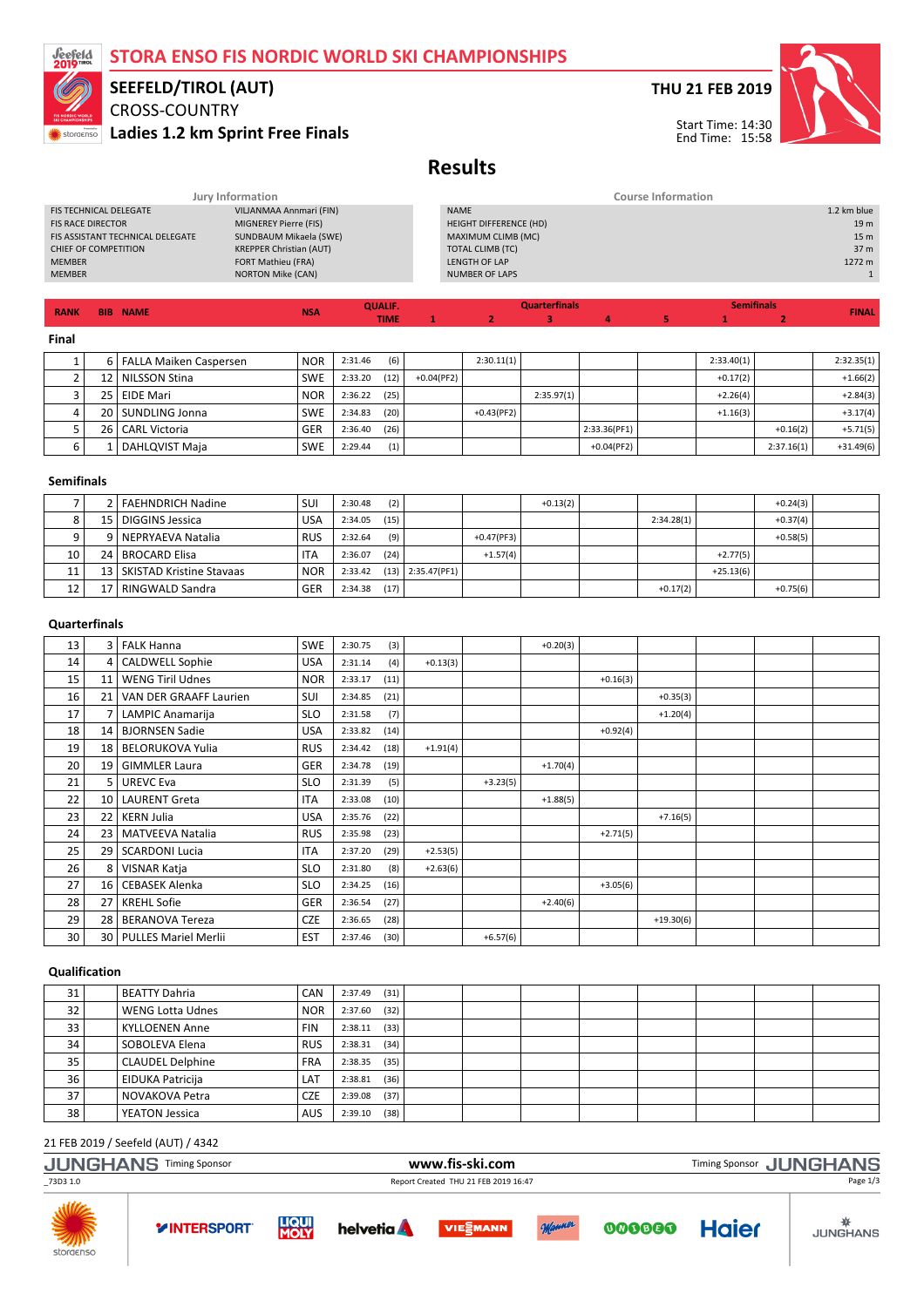# STORA ENSO FIS NORDIC WORLD SKI CHAMPIONSHIPS

## SEEFELD/TIROL (AUT)

CROSS-COUNTRY

**Ladies 1.2 km Sprint Free Finals**

**THU 21 FEB 2019**

Start Time: 14:30
End Time: 15:58

# Results

| Jury Information | |
|---|---|
| FIS TECHNICAL DELEGATE | VILJANMAA Annmari (FIN) |
| FIS RACE DIRECTOR | MIGNEREY Pierre (FIS) |
| FIS ASSISTANT TECHNICAL DELEGATE | SUNDBAUM Mikaela (SWE) |
| CHIEF OF COMPETITION | KREPPER Christian (AUT) |
| MEMBER | FORT Mathieu (FRA) |
| MEMBER | NORTON Mike (CAN) |

| Course Information | |
|---|---|
| NAME | 1.2 km blue |
| HEIGHT DIFFERENCE (HD) | 19 m |
| MAXIMUM CLIMB (MC) | 15 m |
| TOTAL CLIMB (TC) | 37 m |
| LENGTH OF LAP | 1272 m |
| NUMBER OF LAPS | 1 |

| RANK | BIB | NAME | NSA | QUALIF. TIME | | Quarterfinals 1 | 2 | 3 | 4 | 5 | Semifinals 1 | 2 | FINAL |
|---|---|---|---|---|---|---|---|---|---|---|---|---|---|
| **Final** | | | | | | | | | | | | | |
| 1 | 6 | FALLA Maiken Caspersen | NOR | 2:31.46 | (6) | | 2:30.11(1) | | | | 2:33.40(1) | | 2:32.35(1) |
| 2 | 12 | NILSSON Stina | SWE | 2:33.20 | (12) | +0.04(PF2) | | | | | +0.17(2) | | +1.66(2) |
| 3 | 25 | EIDE Mari | NOR | 2:36.22 | (25) | | | 2:35.97(1) | | | +2.26(4) | | +2.84(3) |
| 4 | 20 | SUNDLING Jonna | SWE | 2:34.83 | (20) | | +0.43(PF2) | | | | +1.16(3) | | +3.17(4) |
| 5 | 26 | CARL Victoria | GER | 2:36.40 | (26) | | | | 2:33.36(PF1) | | | +0.16(2) | +5.71(5) |
| 6 | 1 | DAHLQVIST Maja | SWE | 2:29.44 | (1) | | | | +0.04(PF2) | | | 2:37.16(1) | +31.49(6) |
| **Semifinals** | | | | | | | | | | | | | |
| 7 | 2 | FAEHNDRICH Nadine | SUI | 2:30.48 | (2) | | | +0.13(2) | | | | +0.24(3) | |
| 8 | 15 | DIGGINS Jessica | USA | 2:34.05 | (15) | | | | | 2:34.28(1) | | +0.37(4) | |
| 9 | 9 | NEPRYAEVA Natalia | RUS | 2:32.64 | (9) | | +0.47(PF3) | | | | | +0.58(5) | |
| 10 | 24 | BROCARD Elisa | ITA | 2:36.07 | (24) | | +1.57(4) | | | | +2.77(5) | | |
| 11 | 13 | SKISTAD Kristine Stavaas | NOR | 2:33.42 | (13) | 2:35.47(PF1) | | | | | +25.13(6) | | |
| 12 | 17 | RINGWALD Sandra | GER | 2:34.38 | (17) | | | | | +0.17(2) | | +0.75(6) | |
| **Quarterfinals** | | | | | | | | | | | | | |
| 13 | 3 | FALK Hanna | SWE | 2:30.75 | (3) | | | +0.20(3) | | | | | |
| 14 | 4 | CALDWELL Sophie | USA | 2:31.14 | (4) | +0.13(3) | | | | | | | |
| 15 | 11 | WENG Tiril Udnes | NOR | 2:33.17 | (11) | | | | +0.16(3) | | | | |
| 16 | 21 | VAN DER GRAAFF Laurien | SUI | 2:34.85 | (21) | | | | | +0.35(3) | | | |
| 17 | 7 | LAMPIC Anamarija | SLO | 2:31.58 | (7) | | | | | +1.20(4) | | | |
| 18 | 14 | BJORNSEN Sadie | USA | 2:33.82 | (14) | | | | +0.92(4) | | | | |
| 19 | 18 | BELORUKOVA Yulia | RUS | 2:34.42 | (18) | +1.91(4) | | | | | | | |
| 20 | 19 | GIMMLER Laura | GER | 2:34.78 | (19) | | | +1.70(4) | | | | | |
| 21 | 5 | UREVC Eva | SLO | 2:31.39 | (5) | | +3.23(5) | | | | | | |
| 22 | 10 | LAURENT Greta | ITA | 2:33.08 | (10) | | | +1.88(5) | | | | | |
| 23 | 22 | KERN Julia | USA | 2:35.76 | (22) | | | | | +7.16(5) | | | |
| 24 | 23 | MATVEEVA Natalia | RUS | 2:35.98 | (23) | | | | +2.71(5) | | | | |
| 25 | 29 | SCARDONI Lucia | ITA | 2:37.20 | (29) | +2.53(5) | | | | | | | |
| 26 | 8 | VISNAR Katja | SLO | 2:31.80 | (8) | +2.63(6) | | | | | | | |
| 27 | 16 | CEBASEK Alenka | SLO | 2:34.25 | (16) | | | | +3.05(6) | | | | |
| 28 | 27 | KREHL Sofie | GER | 2:36.54 | (27) | | | +2.40(6) | | | | | |
| 29 | 28 | BERANOVA Tereza | CZE | 2:36.65 | (28) | | | | | +19.30(6) | | | |
| 30 | 30 | PULLES Mariel Merlii | EST | 2:37.46 | (30) | | +6.57(6) | | | | | | |
| **Qualification** | | | | | | | | | | | | | |
| 31 | | BEATTY Dahria | CAN | 2:37.49 | (31) | | | | | | | | |
| 32 | | WENG Lotta Udnes | NOR | 2:37.60 | (32) | | | | | | | | |
| 33 | | KYLLOENEN Anne | FIN | 2:38.11 | (33) | | | | | | | | |
| 34 | | SOBOLEVA Elena | RUS | 2:38.31 | (34) | | | | | | | | |
| 35 | | CLAUDEL Delphine | FRA | 2:38.35 | (35) | | | | | | | | |
| 36 | | EIDUKA Patricija | LAT | 2:38.81 | (36) | | | | | | | | |
| 37 | | NOVAKOVA Petra | CZE | 2:39.08 | (37) | | | | | | | | |
| 38 | | YEATON Jessica | AUS | 2:39.10 | (38) | | | | | | | | |

21 FEB 2019 / Seefeld (AUT) / 4342

Timing Sponsor JUNGHANS — www.fis-ski.com

_73D3 1.0 — Report Created THU 21 FEB 2019 16:47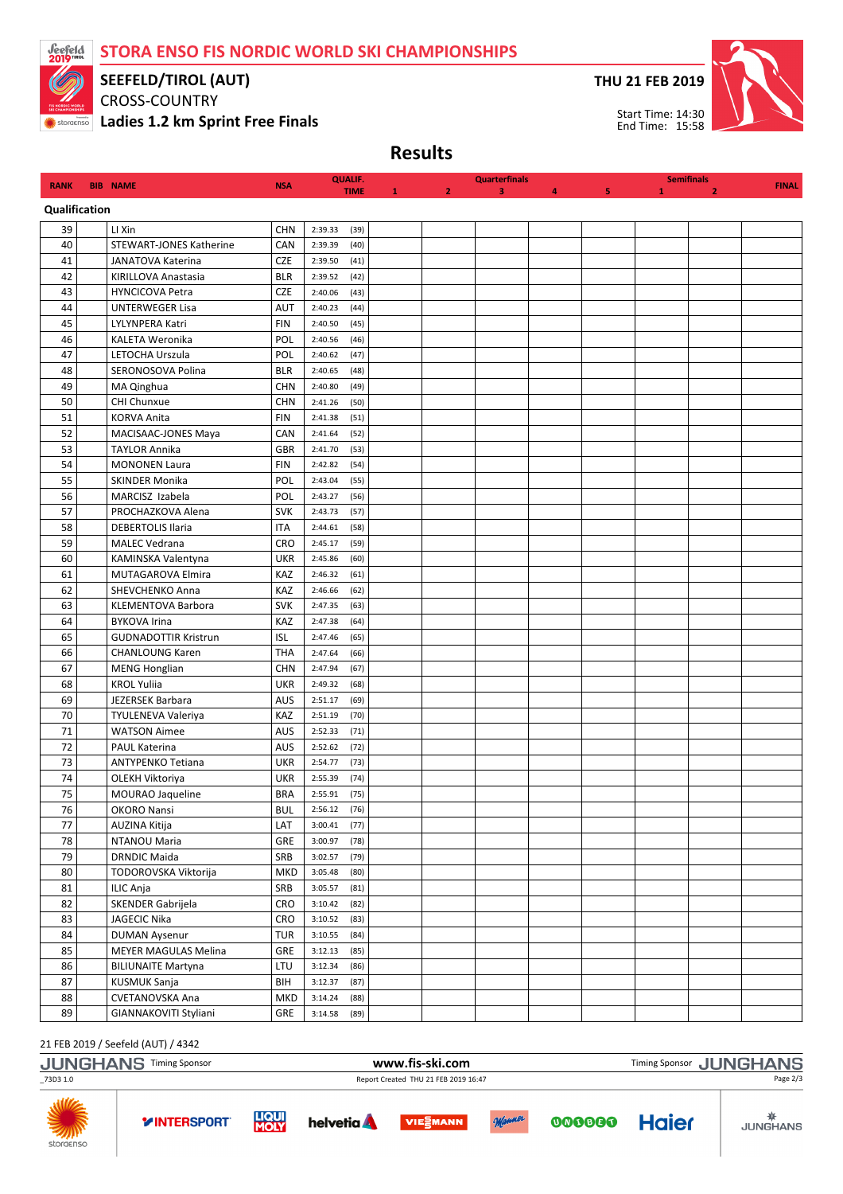# STORA ENSO FIS NORDIC WORLD SKI CHAMPIONSHIPS

## SEEFELD/TIROL (AUT)

CROSS-COUNTRY

**Ladies 1.2 km Sprint Free Finals**

**THU 21 FEB 2019**

Start Time: 14:30
End Time: 15:58

## Results

| RANK | BIB | NAME | NSA | QUALIF. TIME | Quarterfinals 1 | Quarterfinals 2 | Quarterfinals 3 | Quarterfinals 4 | Quarterfinals 5 | Semifinals 1 | Semifinals 2 | FINAL |
|---|---|---|---|---|---|---|---|---|---|---|---|---|
| **Qualification** | | | | | | | | | | | | |
| 39 | | LI Xin | CHN | 2:39.33 (39) | | | | | | | | |
| 40 | | STEWART-JONES Katherine | CAN | 2:39.39 (40) | | | | | | | | |
| 41 | | JANATOVA Katerina | CZE | 2:39.50 (41) | | | | | | | | |
| 42 | | KIRILLOVA Anastasia | BLR | 2:39.52 (42) | | | | | | | | |
| 43 | | HYNCICOVA Petra | CZE | 2:40.06 (43) | | | | | | | | |
| 44 | | UNTERWEGER Lisa | AUT | 2:40.23 (44) | | | | | | | | |
| 45 | | LYLYNPERA Katri | FIN | 2:40.50 (45) | | | | | | | | |
| 46 | | KALETA Weronika | POL | 2:40.56 (46) | | | | | | | | |
| 47 | | LETOCHA Urszula | POL | 2:40.62 (47) | | | | | | | | |
| 48 | | SERONOSOVA Polina | BLR | 2:40.65 (48) | | | | | | | | |
| 49 | | MA Qinghua | CHN | 2:40.80 (49) | | | | | | | | |
| 50 | | CHI Chunxue | CHN | 2:41.26 (50) | | | | | | | | |
| 51 | | KORVA Anita | FIN | 2:41.38 (51) | | | | | | | | |
| 52 | | MACISAAC-JONES Maya | CAN | 2:41.64 (52) | | | | | | | | |
| 53 | | TAYLOR Annika | GBR | 2:41.70 (53) | | | | | | | | |
| 54 | | MONONEN Laura | FIN | 2:42.82 (54) | | | | | | | | |
| 55 | | SKINDER Monika | POL | 2:43.04 (55) | | | | | | | | |
| 56 | | MARCISZ Izabela | POL | 2:43.27 (56) | | | | | | | | |
| 57 | | PROCHAZKOVA Alena | SVK | 2:43.73 (57) | | | | | | | | |
| 58 | | DEBERTOLIS Ilaria | ITA | 2:44.61 (58) | | | | | | | | |
| 59 | | MALEC Vedrana | CRO | 2:45.17 (59) | | | | | | | | |
| 60 | | KAMINSKA Valentyna | UKR | 2:45.86 (60) | | | | | | | | |
| 61 | | MUTAGAROVA Elmira | KAZ | 2:46.32 (61) | | | | | | | | |
| 62 | | SHEVCHENKO Anna | KAZ | 2:46.66 (62) | | | | | | | | |
| 63 | | KLEMENTOVA Barbora | SVK | 2:47.35 (63) | | | | | | | | |
| 64 | | BYKOVA Irina | KAZ | 2:47.38 (64) | | | | | | | | |
| 65 | | GUDNADOTTIR Kristrun | ISL | 2:47.46 (65) | | | | | | | | |
| 66 | | CHANLOUNG Karen | THA | 2:47.64 (66) | | | | | | | | |
| 67 | | MENG Honglian | CHN | 2:47.94 (67) | | | | | | | | |
| 68 | | KROL Yuliia | UKR | 2:49.32 (68) | | | | | | | | |
| 69 | | JEZERSEK Barbara | AUS | 2:51.17 (69) | | | | | | | | |
| 70 | | TYULENEVA Valeriya | KAZ | 2:51.19 (70) | | | | | | | | |
| 71 | | WATSON Aimee | AUS | 2:52.33 (71) | | | | | | | | |
| 72 | | PAUL Katerina | AUS | 2:52.62 (72) | | | | | | | | |
| 73 | | ANTYPENKO Tetiana | UKR | 2:54.77 (73) | | | | | | | | |
| 74 | | OLEKH Viktoriya | UKR | 2:55.39 (74) | | | | | | | | |
| 75 | | MOURAO Jaqueline | BRA | 2:55.91 (75) | | | | | | | | |
| 76 | | OKORO Nansi | BUL | 2:56.12 (76) | | | | | | | | |
| 77 | | AUZINA Kitija | LAT | 3:00.41 (77) | | | | | | | | |
| 78 | | NTANOU Maria | GRE | 3:00.97 (78) | | | | | | | | |
| 79 | | DRNDIC Maida | SRB | 3:02.57 (79) | | | | | | | | |
| 80 | | TODOROVSKA Viktorija | MKD | 3:05.48 (80) | | | | | | | | |
| 81 | | ILIC Anja | SRB | 3:05.57 (81) | | | | | | | | |
| 82 | | SKENDER Gabrijela | CRO | 3:10.42 (82) | | | | | | | | |
| 83 | | JAGECIC Nika | CRO | 3:10.52 (83) | | | | | | | | |
| 84 | | DUMAN Aysenur | TUR | 3:10.55 (84) | | | | | | | | |
| 85 | | MEYER MAGULAS Melina | GRE | 3:12.13 (85) | | | | | | | | |
| 86 | | BILIUNAITE Martyna | LTU | 3:12.34 (86) | | | | | | | | |
| 87 | | KUSMUK Sanja | BIH | 3:12.37 (87) | | | | | | | | |
| 88 | | CVETANOVSKA Ana | MKD | 3:14.24 (88) | | | | | | | | |
| 89 | | GIANNAKOVITI Styliani | GRE | 3:14.58 (89) | | | | | | | | |

21 FEB 2019 / Seefeld (AUT) / 4342

JUNGHANS Timing Sponsor — www.fis-ski.com — Timing Sponsor JUNGHANS

_73D3 1.0 — Report Created THU 21 FEB 2019 16:47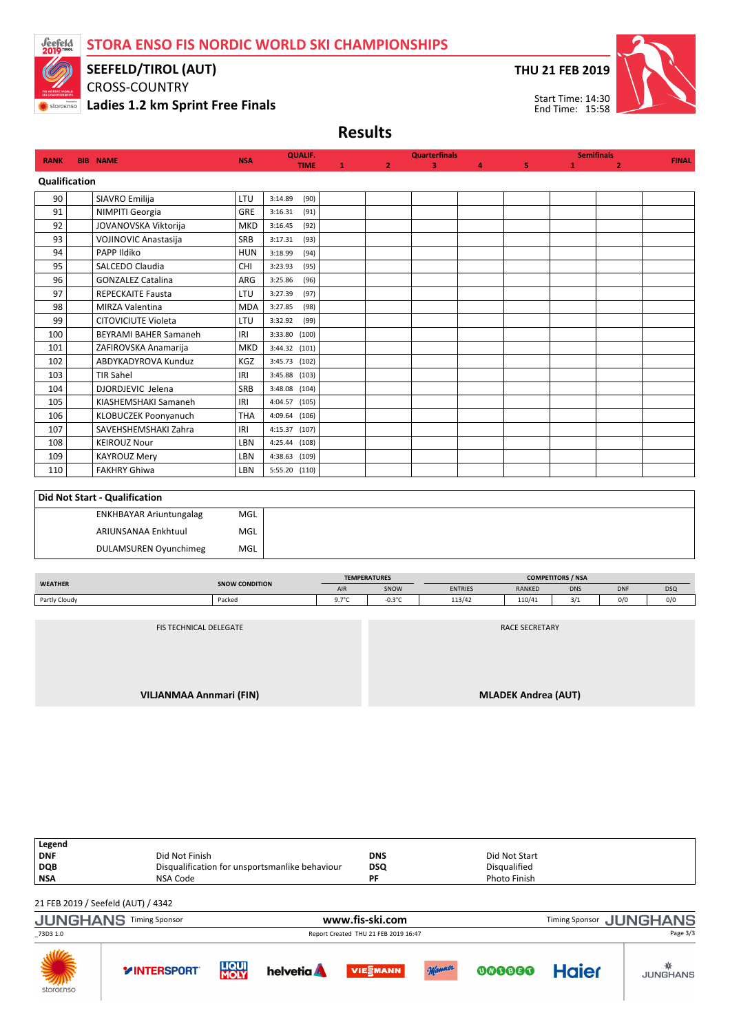# STORA ENSO FIS NORDIC WORLD SKI CHAMPIONSHIPS

## SEEFELD/TIROL (AUT)

CROSS-COUNTRY

**Ladies 1.2 km Sprint Free Finals**

**THU 21 FEB 2019**

Start Time: 14:30
End Time: 15:58

## Results

| RANK | BIB | NAME | NSA | QUALIF. TIME | Quarterfinals 1 | 2 | 3 | 4 | 5 | Semifinals 1 | 2 | FINAL |
|---|---|---|---|---|---|---|---|---|---|---|---|---|
| **Qualification** | | | | | | | | | | | | |
| 90 | | SIAVRO Emilija | LTU | 3:14.89 (90) | | | | | | | | |
| 91 | | NIMPITI Georgia | GRE | 3:16.31 (91) | | | | | | | | |
| 92 | | JOVANOVSKA Viktorija | MKD | 3:16.45 (92) | | | | | | | | |
| 93 | | VOJINOVIC Anastasija | SRB | 3:17.31 (93) | | | | | | | | |
| 94 | | PAPP Ildiko | HUN | 3:18.99 (94) | | | | | | | | |
| 95 | | SALCEDO Claudia | CHI | 3:23.93 (95) | | | | | | | | |
| 96 | | GONZALEZ Catalina | ARG | 3:25.86 (96) | | | | | | | | |
| 97 | | REPECKAITE Fausta | LTU | 3:27.39 (97) | | | | | | | | |
| 98 | | MIRZA Valentina | MDA | 3:27.85 (98) | | | | | | | | |
| 99 | | CITOVICIUTE Violeta | LTU | 3:32.92 (99) | | | | | | | | |
| 100 | | BEYRAMI BAHER Samaneh | IRI | 3:33.80 (100) | | | | | | | | |
| 101 | | ZAFIROVSKA Anamarija | MKD | 3:44.32 (101) | | | | | | | | |
| 102 | | ABDYKADYROVA Kunduz | KGZ | 3:45.73 (102) | | | | | | | | |
| 103 | | TIR Sahel | IRI | 3:45.88 (103) | | | | | | | | |
| 104 | | DJORDJEVIC Jelena | SRB | 3:48.08 (104) | | | | | | | | |
| 105 | | KIASHEMSHAKI Samaneh | IRI | 4:04.57 (105) | | | | | | | | |
| 106 | | KLOBUCZEK Poonyanuch | THA | 4:09.64 (106) | | | | | | | | |
| 107 | | SAVEHSHEMSHAKI Zahra | IRI | 4:15.37 (107) | | | | | | | | |
| 108 | | KEIROUZ Nour | LBN | 4:25.44 (108) | | | | | | | | |
| 109 | | KAYROUZ Mery | LBN | 4:38.63 (109) | | | | | | | | |
| 110 | | FAKHRY Ghiwa | LBN | 5:55.20 (110) | | | | | | | | |

**Did Not Start - Qualification**

| Name | NSA |
|---|---|
| ENKHBAYAR Ariuntungalag | MGL |
| ARIUNSANAA Enkhtuul | MGL |
| DULAMSUREN Oyunchimeg | MGL |

| WEATHER | SNOW CONDITION | TEMPERATURES AIR | SNOW | COMPETITORS / NSA ENTRIES | RANKED | DNS | DNF | DSQ |
|---|---|---|---|---|---|---|---|---|
| Partly Cloudy | Packed | 9.7°C | -0.3°C | 113/42 | 110/41 | 3/1 | 0/0 | 0/0 |

FIS TECHNICAL DELEGATE

**VILJANMAA Anmari (FIN)**

RACE SECRETARY

**MLADEK Andrea (AUT)**

**Legend**

| | | | |
|---|---|---|---|
| **DNF** | Did Not Finish | **DNS** | Did Not Start |
| **DQB** | Disqualification for unsportsmanlike behaviour | **DSQ** | Disqualified |
| **NSA** | NSA Code | **PF** | Photo Finish |

21 FEB 2019 / Seefeld (AUT) / 4342

JUNGHANS Timing Sponsor — www.fis-ski.com — Timing Sponsor JUNGHANS

_73D3 1.0 — Report Created THU 21 FEB 2019 16:47